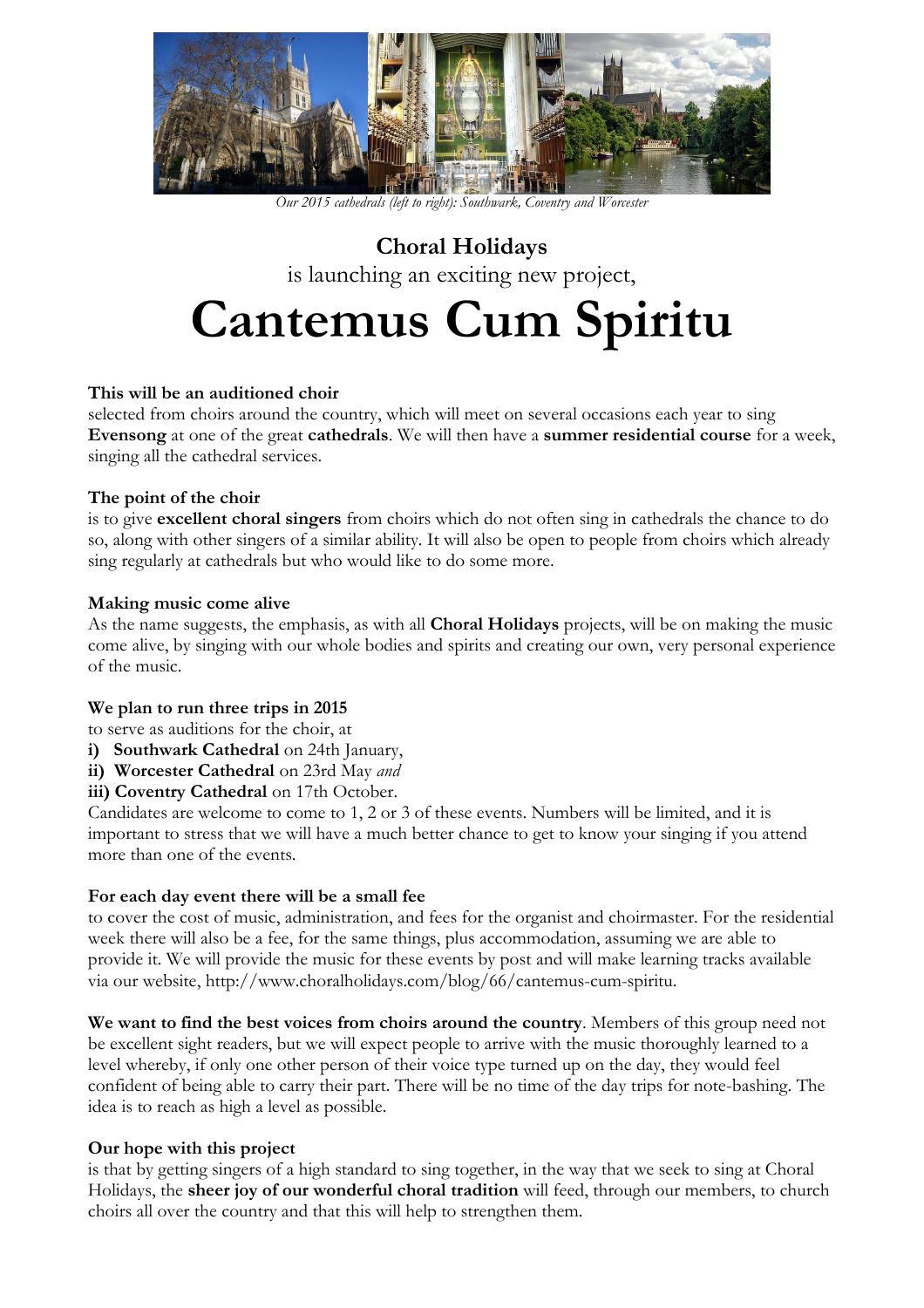*Our 2015 cathedrals (left to right): Southwark, Coventry and Worcester*

**Choral Holidays**

is launching an exciting new project,

# Cantemus Cum Spiritu

**This will be an auditioned choir**
selected from choirs around the country, which will meet on several occasions each year to sing **Evensong** at one of the great **cathedrals**. We will then have a **summer residential course** for a week, singing all the cathedral services.

**The point of the choir**
is to give **excellent choral singers** from choirs which do not often sing in cathedrals the chance to do so, along with other singers of a similar ability. It will also be open to people from choirs which already sing regularly at cathedrals but who would like to do some more.

**Making music come alive**
As the name suggests, the emphasis, as with all **Choral Holidays** projects, will be on making the music come alive, by singing with our whole bodies and spirits and creating our own, very personal experience of the music.

**We plan to run three trips in 2015**
to serve as auditions for the choir, at

**i) Southwark Cathedral** on 24th January,
**ii) Worcester Cathedral** on 23rd May *and*
**iii) Coventry Cathedral** on 17th October.

Candidates are welcome to come to 1, 2 or 3 of these events. Numbers will be limited, and it is important to stress that we will have a much better chance to get to know your singing if you attend more than one of the events.

**For each day event there will be a small fee**
to cover the cost of music, administration, and fees for the organist and choirmaster. For the residential week there will also be a fee, for the same things, plus accommodation, assuming we are able to provide it. We will provide the music for these events by post and will make learning tracks available via our website, http://www.choralholidays.com/blog/66/cantemus-cum-spiritu.

**We want to find the best voices from choirs around the country**. Members of this group need not be excellent sight readers, but we will expect people to arrive with the music thoroughly learned to a level whereby, if only one other person of their voice type turned up on the day, they would feel confident of being able to carry their part. There will be no time of the day trips for note-bashing. The idea is to reach as high a level as possible.

**Our hope with this project**
is that by getting singers of a high standard to sing together, in the way that we seek to sing at Choral Holidays, the **sheer joy of our wonderful choral tradition** will feed, through our members, to church choirs all over the country and that this will help to strengthen them.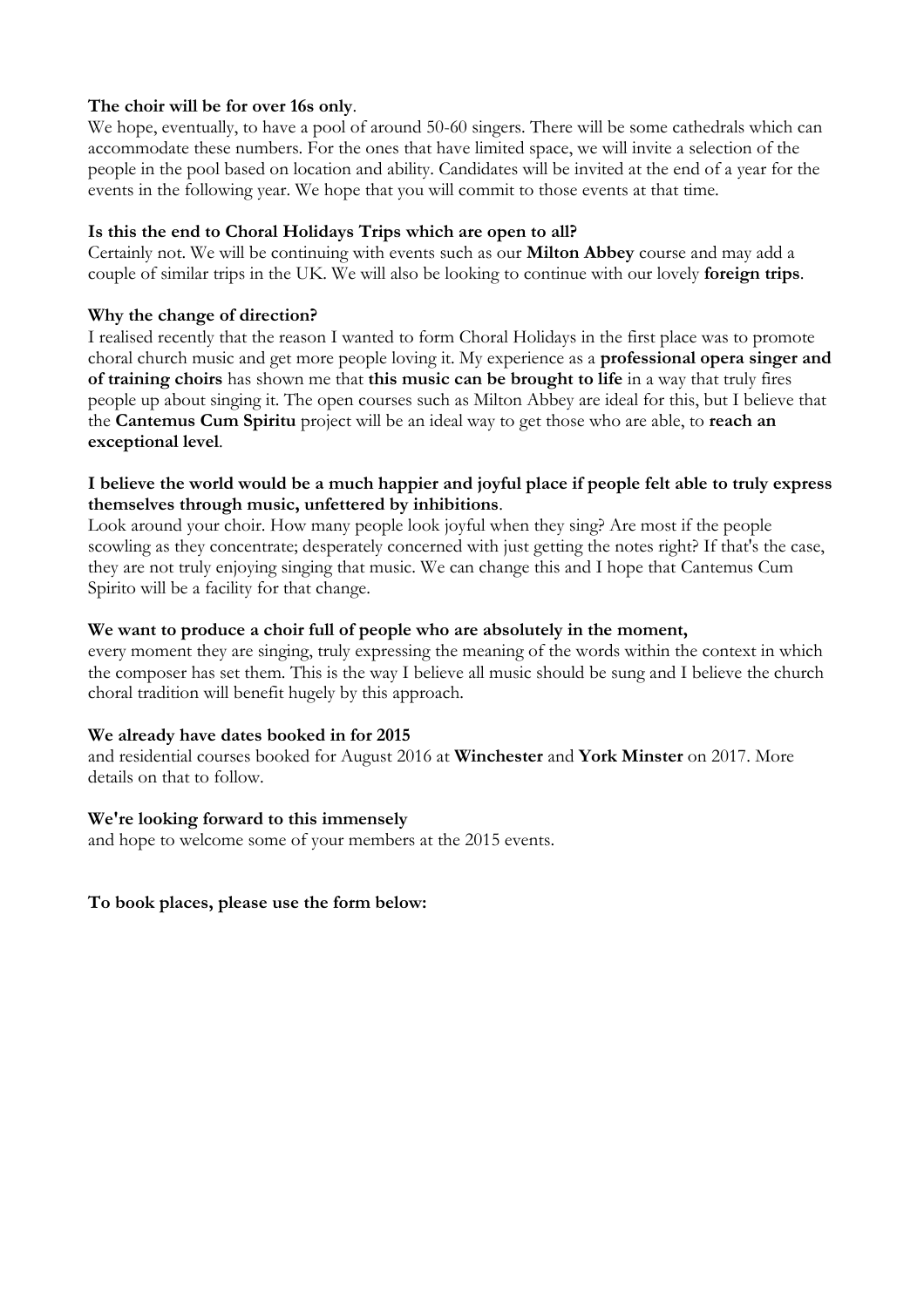**The choir will be for over 16s only**.

We hope, eventually, to have a pool of around 50-60 singers. There will be some cathedrals which can accommodate these numbers. For the ones that have limited space, we will invite a selection of the people in the pool based on location and ability. Candidates will be invited at the end of a year for the events in the following year. We hope that you will commit to those events at that time.

**Is this the end to Choral Holidays Trips which are open to all?**

Certainly not. We will be continuing with events such as our **Milton Abbey** course and may add a couple of similar trips in the UK. We will also be looking to continue with our lovely **foreign trips**.

**Why the change of direction?**

I realised recently that the reason I wanted to form Choral Holidays in the first place was to promote choral church music and get more people loving it. My experience as a **professional opera singer and of training choirs** has shown me that **this music can be brought to life** in a way that truly fires people up about singing it. The open courses such as Milton Abbey are ideal for this, but I believe that the **Cantemus Cum Spiritu** project will be an ideal way to get those who are able, to **reach an exceptional level**.

**I believe the world would be a much happier and joyful place if people felt able to truly express themselves through music, unfettered by inhibitions**.

Look around your choir. How many people look joyful when they sing? Are most if the people scowling as they concentrate; desperately concerned with just getting the notes right? If that's the case, they are not truly enjoying singing that music. We can change this and I hope that Cantemus Cum Spirito will be a facility for that change.

**We want to produce a choir full of people who are absolutely in the moment,**

every moment they are singing, truly expressing the meaning of the words within the context in which the composer has set them. This is the way I believe all music should be sung and I believe the church choral tradition will benefit hugely by this approach.

**We already have dates booked in for 2015**

and residential courses booked for August 2016 at **Winchester** and **York Minster** on 2017. More details on that to follow.

**We're looking forward to this immensely**

and hope to welcome some of your members at the 2015 events.

**To book places, please use the form below:**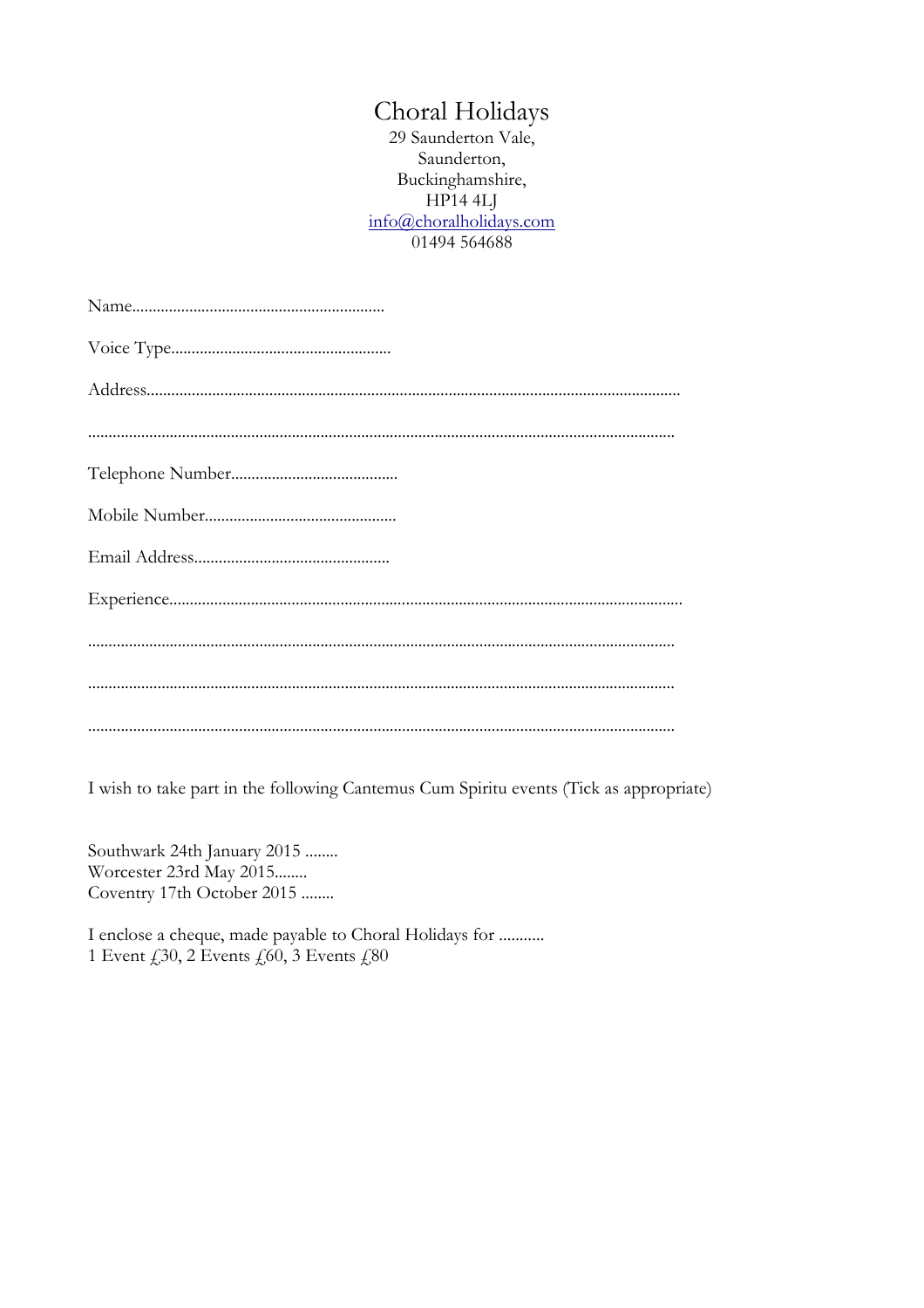# Choral Holidays

29 Saunderton Vale,
Saunderton,
Buckinghamshire,
HP14 4LJ
info@choralholidays.com
01494 564688

Name..............................................................

Voice Type......................................................

Address.................................................................................................................................

...............................................................................................................................................

Telephone Number.........................................

Mobile Number...............................................

Email Address................................................

Experience............................................................................................................................

...............................................................................................................................................

...............................................................................................................................................

...............................................................................................................................................

I wish to take part in the following Cantemus Cum Spiritu events (Tick as appropriate)

Southwark 24th January 2015 ........
Worcester 23rd May 2015........
Coventry 17th October 2015 ........

I enclose a cheque, made payable to Choral Holidays for ...........
1 Event £30, 2 Events £60, 3 Events £80